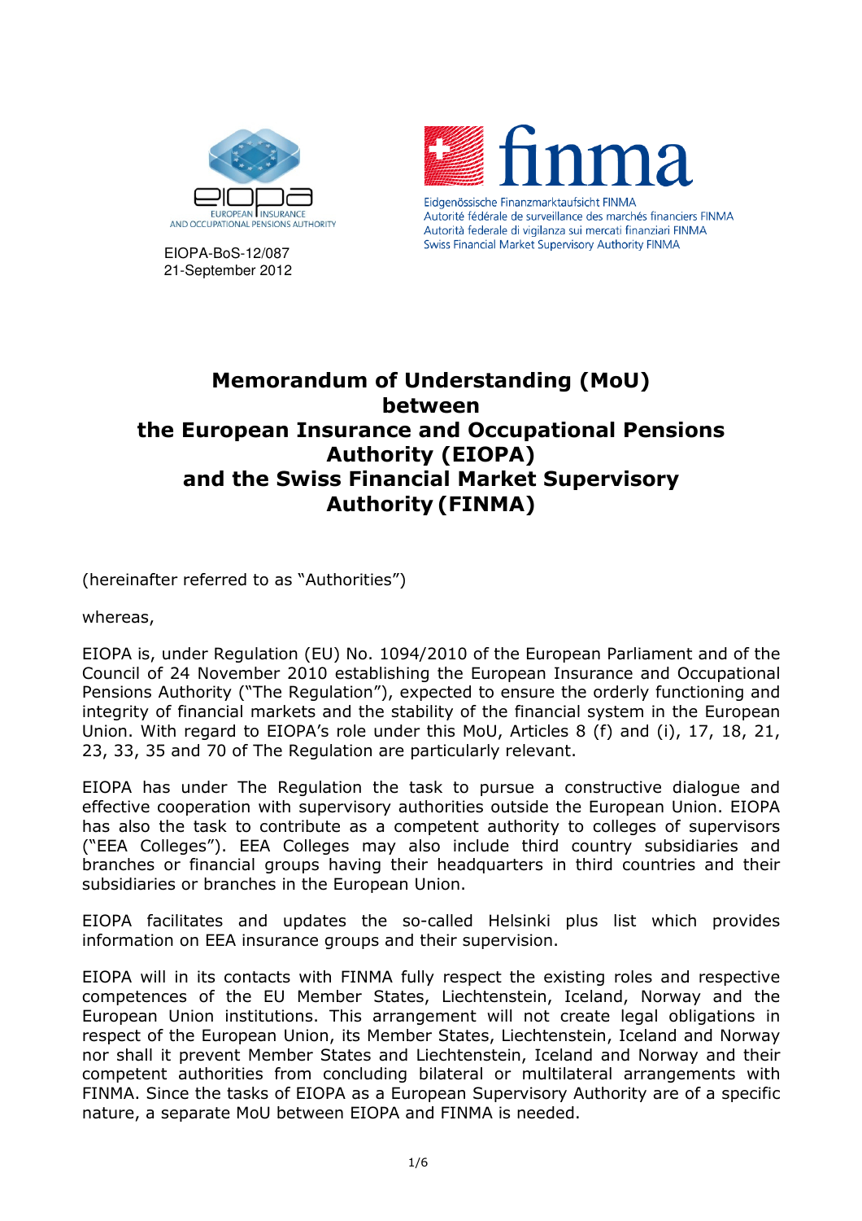EIOPA
EUROPEAN INSURANCE AND OCCUPATIONAL PENSIONS AUTHORITY

EIOPA-BoS-12/087
21-September 2012

finma

Eidgenössische Finanzmarktaufsicht FINMA
Autorité fédérale de surveillance des marchés financiers FINMA
Autorità federale di vigilanza sui mercati finanziari FINMA
Swiss Financial Market Supervisory Authority FINMA

# Memorandum of Understanding (MoU) between the European Insurance and Occupational Pensions Authority (EIOPA) and the Swiss Financial Market Supervisory Authority (FINMA)

(hereinafter referred to as "Authorities")

whereas,

EIOPA is, under Regulation (EU) No. 1094/2010 of the European Parliament and of the Council of 24 November 2010 establishing the European Insurance and Occupational Pensions Authority ("The Regulation"), expected to ensure the orderly functioning and integrity of financial markets and the stability of the financial system in the European Union. With regard to EIOPA's role under this MoU, Articles 8 (f) and (i), 17, 18, 21, 23, 33, 35 and 70 of The Regulation are particularly relevant.

EIOPA has under The Regulation the task to pursue a constructive dialogue and effective cooperation with supervisory authorities outside the European Union. EIOPA has also the task to contribute as a competent authority to colleges of supervisors ("EEA Colleges"). EEA Colleges may also include third country subsidiaries and branches or financial groups having their headquarters in third countries and their subsidiaries or branches in the European Union.

EIOPA facilitates and updates the so-called Helsinki plus list which provides information on EEA insurance groups and their supervision.

EIOPA will in its contacts with FINMA fully respect the existing roles and respective competences of the EU Member States, Liechtenstein, Iceland, Norway and the European Union institutions. This arrangement will not create legal obligations in respect of the European Union, its Member States, Liechtenstein, Iceland and Norway nor shall it prevent Member States and Liechtenstein, Iceland and Norway and their competent authorities from concluding bilateral or multilateral arrangements with FINMA. Since the tasks of EIOPA as a European Supervisory Authority are of a specific nature, a separate MoU between EIOPA and FINMA is needed.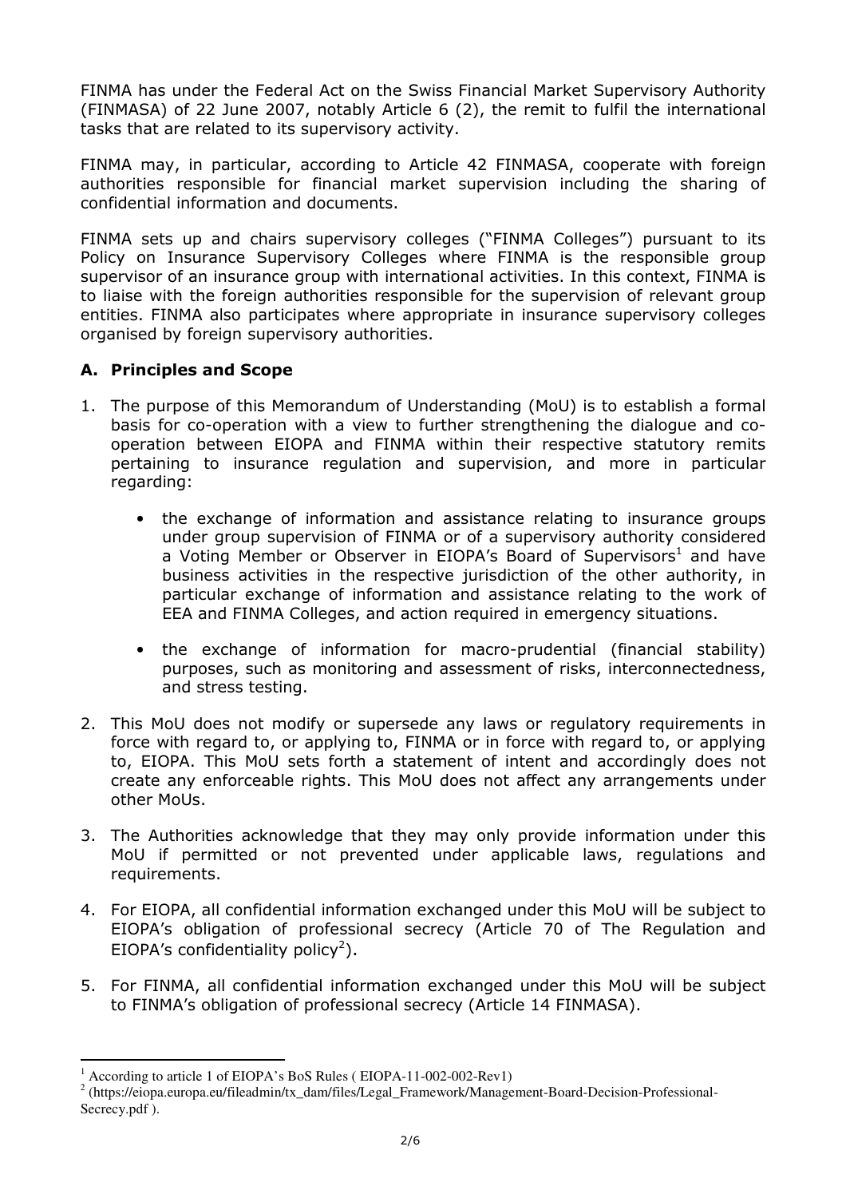FINMA has under the Federal Act on the Swiss Financial Market Supervisory Authority (FINMASA) of 22 June 2007, notably Article 6 (2), the remit to fulfil the international tasks that are related to its supervisory activity.

FINMA may, in particular, according to Article 42 FINMASA, cooperate with foreign authorities responsible for financial market supervision including the sharing of confidential information and documents.

FINMA sets up and chairs supervisory colleges ("FINMA Colleges") pursuant to its Policy on Insurance Supervisory Colleges where FINMA is the responsible group supervisor of an insurance group with international activities. In this context, FINMA is to liaise with the foreign authorities responsible for the supervision of relevant group entities. FINMA also participates where appropriate in insurance supervisory colleges organised by foreign supervisory authorities.

## A. Principles and Scope

1. The purpose of this Memorandum of Understanding (MoU) is to establish a formal basis for co-operation with a view to further strengthening the dialogue and co-operation between EIOPA and FINMA within their respective statutory remits pertaining to insurance regulation and supervision, and more in particular regarding:

    - the exchange of information and assistance relating to insurance groups under group supervision of FINMA or of a supervisory authority considered a Voting Member or Observer in EIOPA's Board of Supervisors[1] and have business activities in the respective jurisdiction of the other authority, in particular exchange of information and assistance relating to the work of EEA and FINMA Colleges, and action required in emergency situations.

    - the exchange of information for macro-prudential (financial stability) purposes, such as monitoring and assessment of risks, interconnectedness, and stress testing.

2. This MoU does not modify or supersede any laws or regulatory requirements in force with regard to, or applying to, FINMA or in force with regard to, or applying to, EIOPA. This MoU sets forth a statement of intent and accordingly does not create any enforceable rights. This MoU does not affect any arrangements under other MoUs.

3. The Authorities acknowledge that they may only provide information under this MoU if permitted or not prevented under applicable laws, regulations and requirements.

4. For EIOPA, all confidential information exchanged under this MoU will be subject to EIOPA's obligation of professional secrecy (Article 70 of The Regulation and EIOPA's confidentiality policy[2]).

5. For FINMA, all confidential information exchanged under this MoU will be subject to FINMA's obligation of professional secrecy (Article 14 FINMASA).

---

[1] According to article 1 of EIOPA's BoS Rules ( EIOPA-11-002-002-Rev1)

[2] (https://eiopa.europa.eu/fileadmin/tx_dam/files/Legal_Framework/Management-Board-Decision-Professional-Secrecy.pdf ).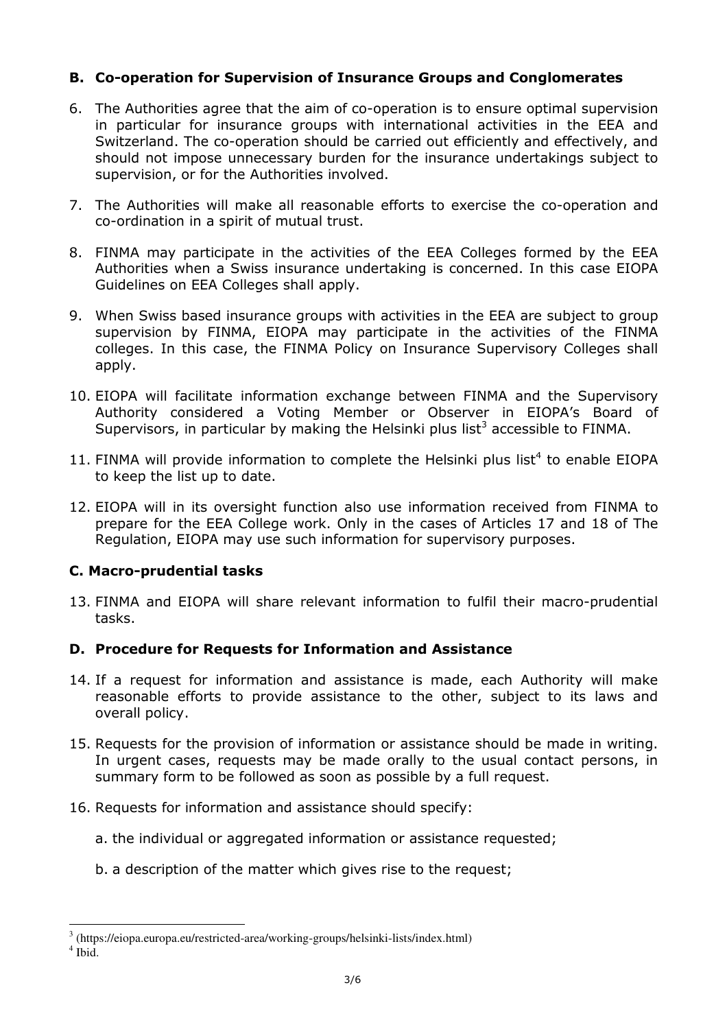## B. Co-operation for Supervision of Insurance Groups and Conglomerates

6. The Authorities agree that the aim of co-operation is to ensure optimal supervision in particular for insurance groups with international activities in the EEA and Switzerland. The co-operation should be carried out efficiently and effectively, and should not impose unnecessary burden for the insurance undertakings subject to supervision, or for the Authorities involved.

7. The Authorities will make all reasonable efforts to exercise the co-operation and co-ordination in a spirit of mutual trust.

8. FINMA may participate in the activities of the EEA Colleges formed by the EEA Authorities when a Swiss insurance undertaking is concerned. In this case EIOPA Guidelines on EEA Colleges shall apply.

9. When Swiss based insurance groups with activities in the EEA are subject to group supervision by FINMA, EIOPA may participate in the activities of the FINMA colleges. In this case, the FINMA Policy on Insurance Supervisory Colleges shall apply.

10. EIOPA will facilitate information exchange between FINMA and the Supervisory Authority considered a Voting Member or Observer in EIOPA's Board of Supervisors, in particular by making the Helsinki plus list[3] accessible to FINMA.

11. FINMA will provide information to complete the Helsinki plus list[4] to enable EIOPA to keep the list up to date.

12. EIOPA will in its oversight function also use information received from FINMA to prepare for the EEA College work. Only in the cases of Articles 17 and 18 of The Regulation, EIOPA may use such information for supervisory purposes.

## C. Macro-prudential tasks

13. FINMA and EIOPA will share relevant information to fulfil their macro-prudential tasks.

## D. Procedure for Requests for Information and Assistance

14. If a request for information and assistance is made, each Authority will make reasonable efforts to provide assistance to the other, subject to its laws and overall policy.

15. Requests for the provision of information or assistance should be made in writing. In urgent cases, requests may be made orally to the usual contact persons, in summary form to be followed as soon as possible by a full request.

16. Requests for information and assistance should specify:

    a. the individual or aggregated information or assistance requested;

    b. a description of the matter which gives rise to the request;

---

[3] (https://eiopa.europa.eu/restricted-area/working-groups/helsinki-lists/index.html)

[4] Ibid.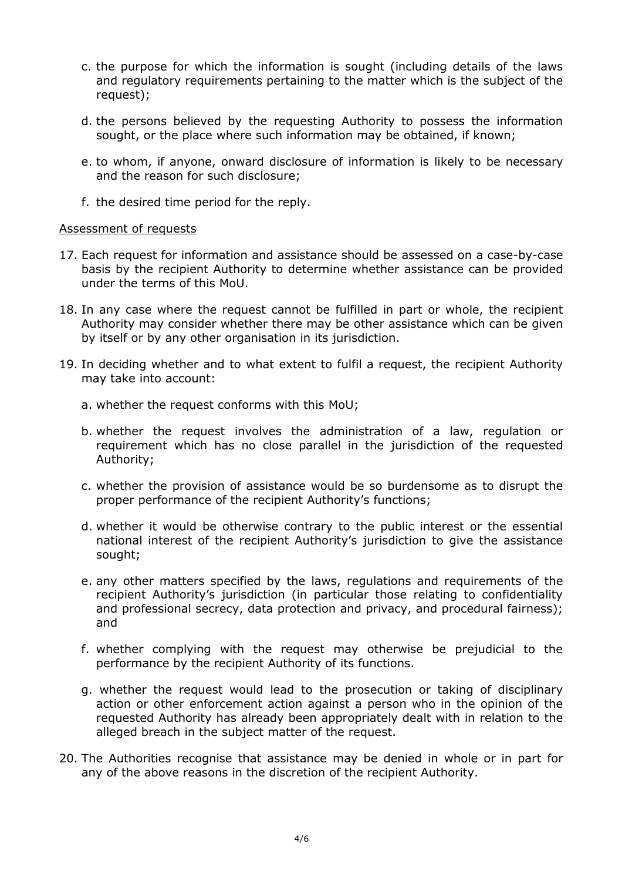c. the purpose for which the information is sought (including details of the laws and regulatory requirements pertaining to the matter which is the subject of the request);

d. the persons believed by the requesting Authority to possess the information sought, or the place where such information may be obtained, if known;

e. to whom, if anyone, onward disclosure of information is likely to be necessary and the reason for such disclosure;

f. the desired time period for the reply.

<u>Assessment of requests</u>

17. Each request for information and assistance should be assessed on a case-by-case basis by the recipient Authority to determine whether assistance can be provided under the terms of this MoU.

18. In any case where the request cannot be fulfilled in part or whole, the recipient Authority may consider whether there may be other assistance which can be given by itself or by any other organisation in its jurisdiction.

19. In deciding whether and to what extent to fulfil a request, the recipient Authority may take into account:

    a. whether the request conforms with this MoU;

    b. whether the request involves the administration of a law, regulation or requirement which has no close parallel in the jurisdiction of the requested Authority;

    c. whether the provision of assistance would be so burdensome as to disrupt the proper performance of the recipient Authority's functions;

    d. whether it would be otherwise contrary to the public interest or the essential national interest of the recipient Authority's jurisdiction to give the assistance sought;

    e. any other matters specified by the laws, regulations and requirements of the recipient Authority's jurisdiction (in particular those relating to confidentiality and professional secrecy, data protection and privacy, and procedural fairness); and

    f. whether complying with the request may otherwise be prejudicial to the performance by the recipient Authority of its functions.

    g. whether the request would lead to the prosecution or taking of disciplinary action or other enforcement action against a person who in the opinion of the requested Authority has already been appropriately dealt with in relation to the alleged breach in the subject matter of the request.

20. The Authorities recognise that assistance may be denied in whole or in part for any of the above reasons in the discretion of the recipient Authority.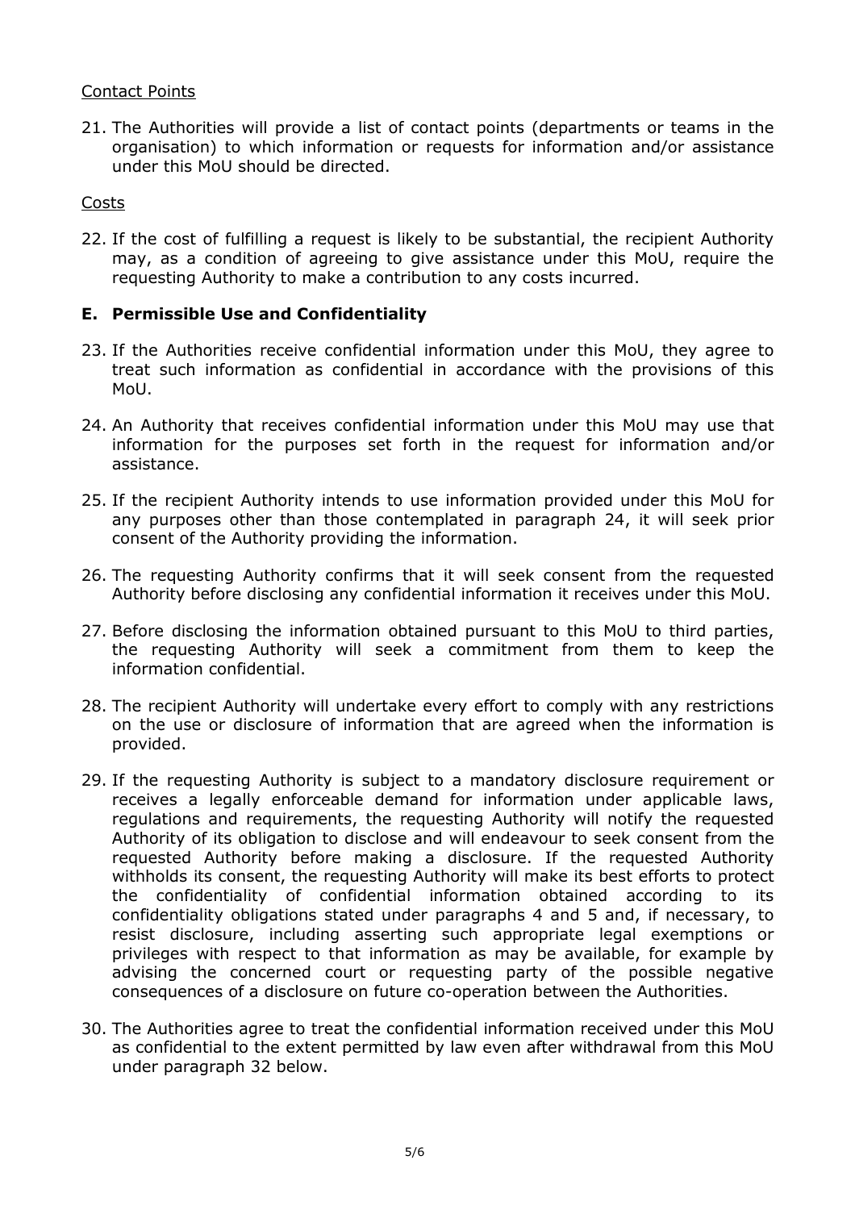Contact Points

21. The Authorities will provide a list of contact points (departments or teams in the organisation) to which information or requests for information and/or assistance under this MoU should be directed.

Costs

22. If the cost of fulfilling a request is likely to be substantial, the recipient Authority may, as a condition of agreeing to give assistance under this MoU, require the requesting Authority to make a contribution to any costs incurred.

## E. Permissible Use and Confidentiality

23. If the Authorities receive confidential information under this MoU, they agree to treat such information as confidential in accordance with the provisions of this MoU.

24. An Authority that receives confidential information under this MoU may use that information for the purposes set forth in the request for information and/or assistance.

25. If the recipient Authority intends to use information provided under this MoU for any purposes other than those contemplated in paragraph 24, it will seek prior consent of the Authority providing the information.

26. The requesting Authority confirms that it will seek consent from the requested Authority before disclosing any confidential information it receives under this MoU.

27. Before disclosing the information obtained pursuant to this MoU to third parties, the requesting Authority will seek a commitment from them to keep the information confidential.

28. The recipient Authority will undertake every effort to comply with any restrictions on the use or disclosure of information that are agreed when the information is provided.

29. If the requesting Authority is subject to a mandatory disclosure requirement or receives a legally enforceable demand for information under applicable laws, regulations and requirements, the requesting Authority will notify the requested Authority of its obligation to disclose and will endeavour to seek consent from the requested Authority before making a disclosure. If the requested Authority withholds its consent, the requesting Authority will make its best efforts to protect the confidentiality of confidential information obtained according to its confidentiality obligations stated under paragraphs 4 and 5 and, if necessary, to resist disclosure, including asserting such appropriate legal exemptions or privileges with respect to that information as may be available, for example by advising the concerned court or requesting party of the possible negative consequences of a disclosure on future co-operation between the Authorities.

30. The Authorities agree to treat the confidential information received under this MoU as confidential to the extent permitted by law even after withdrawal from this MoU under paragraph 32 below.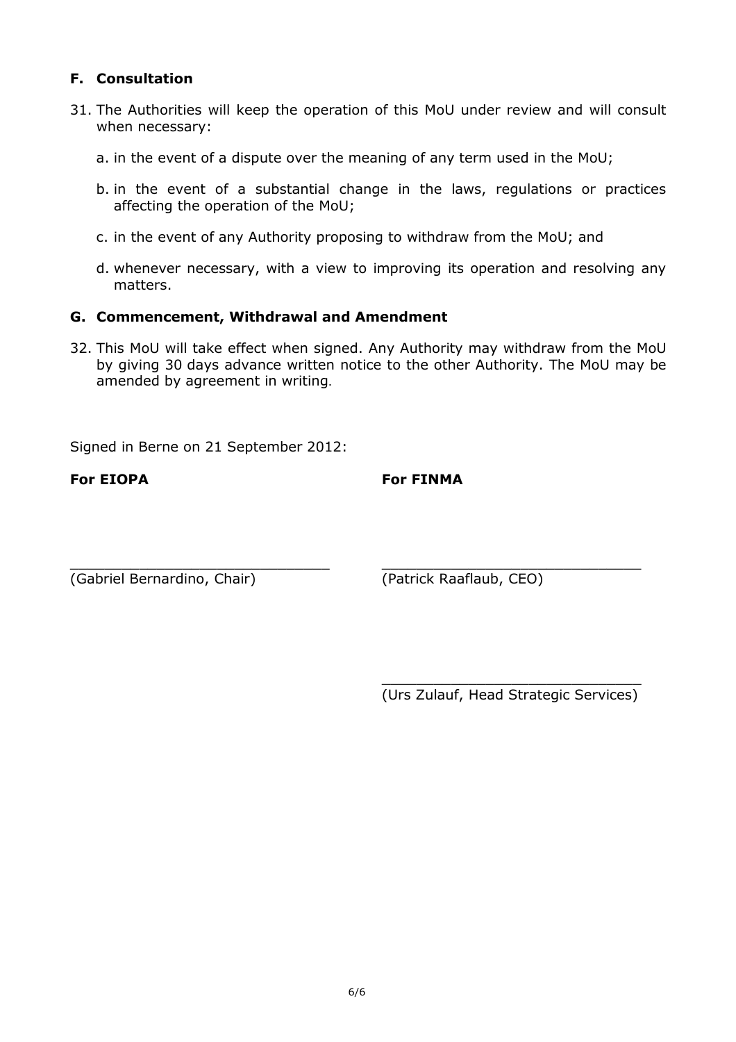## F. Consultation

31. The Authorities will keep the operation of this MoU under review and will consult when necessary:

    a. in the event of a dispute over the meaning of any term used in the MoU;

    b. in the event of a substantial change in the laws, regulations or practices affecting the operation of the MoU;

    c. in the event of any Authority proposing to withdraw from the MoU; and

    d. whenever necessary, with a view to improving its operation and resolving any matters.

## G. Commencement, Withdrawal and Amendment

32. This MoU will take effect when signed. Any Authority may withdraw from the MoU by giving 30 days advance written notice to the other Authority. The MoU may be amended by agreement in writing.

Signed in Berne on 21 September 2012:

**For EIOPA**

\_\_\_\_\_\_\_\_\_\_\_\_\_\_\_\_\_\_\_\_\_\_\_\_\_\_\_\_\_\_

(Gabriel Bernardino, Chair)

**For FINMA**

\_\_\_\_\_\_\_\_\_\_\_\_\_\_\_\_\_\_\_\_\_\_\_\_\_\_\_\_\_\_

(Patrick Raaflaub, CEO)

\_\_\_\_\_\_\_\_\_\_\_\_\_\_\_\_\_\_\_\_\_\_\_\_\_\_\_\_\_\_

(Urs Zulauf, Head Strategic Services)